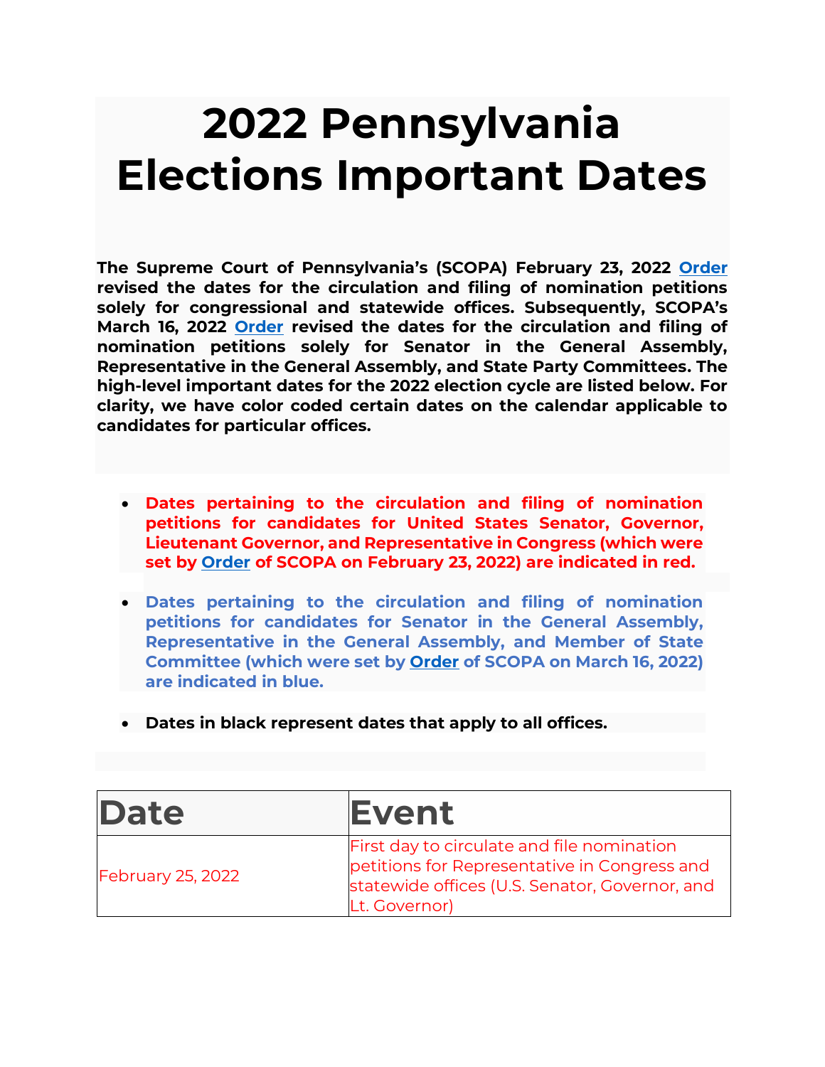# 2022 Pennsylvania Elections Important Dates

**The Supreme Court of Pennsylvania's (SCOPA) February 23, 2022 Order revised the dates for the circulation and filing of nomination petitions solely for congressional and statewide offices. Subsequently, SCOPA's March 16, 2022 Order revised the dates for the circulation and filing of nomination petitions solely for Senator in the General Assembly, Representative in the General Assembly, and State Party Committees. The high-level important dates for the 2022 election cycle are listed below. For clarity, we have color coded certain dates on the calendar applicable to candidates for particular offices.**

- **Dates pertaining to the circulation and filing of nomination petitions for candidates for United States Senator, Governor, Lieutenant Governor, and Representative in Congress (which were set by Order of SCOPA on February 23, 2022) are indicated in red.**
- **Dates pertaining to the circulation and filing of nomination petitions for candidates for Senator in the General Assembly, Representative in the General Assembly, and Member of State Committee (which were set by Order of SCOPA on March 16, 2022) are indicated in blue.**
- **Dates in black represent dates that apply to all offices.**

| Date | Event |
|---|---|
| February 25, 2022 | First day to circulate and file nomination petitions for Representative in Congress and statewide offices (U.S. Senator, Governor, and Lt. Governor) |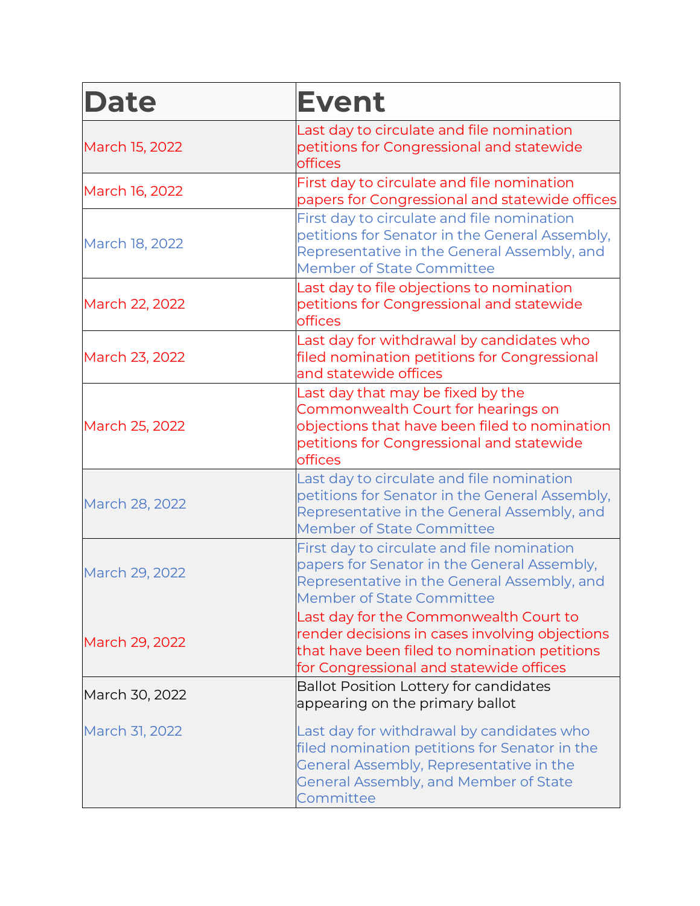| Date | Event |
|---|---|
| March 15, 2022 | Last day to circulate and file nomination petitions for Congressional and statewide offices |
| March 16, 2022 | First day to circulate and file nomination papers for Congressional and statewide offices |
| March 18, 2022 | First day to circulate and file nomination petitions for Senator in the General Assembly, Representative in the General Assembly, and Member of State Committee |
| March 22, 2022 | Last day to file objections to nomination petitions for Congressional and statewide offices |
| March 23, 2022 | Last day for withdrawal by candidates who filed nomination petitions for Congressional and statewide offices |
| March 25, 2022 | Last day that may be fixed by the Commonwealth Court for hearings on objections that have been filed to nomination petitions for Congressional and statewide offices |
| March 28, 2022 | Last day to circulate and file nomination petitions for Senator in the General Assembly, Representative in the General Assembly, and Member of State Committee |
| March 29, 2022 | First day to circulate and file nomination papers for Senator in the General Assembly, Representative in the General Assembly, and Member of State Committee |
| March 29, 2022 | Last day for the Commonwealth Court to render decisions in cases involving objections that have been filed to nomination petitions for Congressional and statewide offices |
| March 30, 2022 | Ballot Position Lottery for candidates appearing on the primary ballot |
| March 31, 2022 | Last day for withdrawal by candidates who filed nomination petitions for Senator in the General Assembly, Representative in the General Assembly, and Member of State Committee |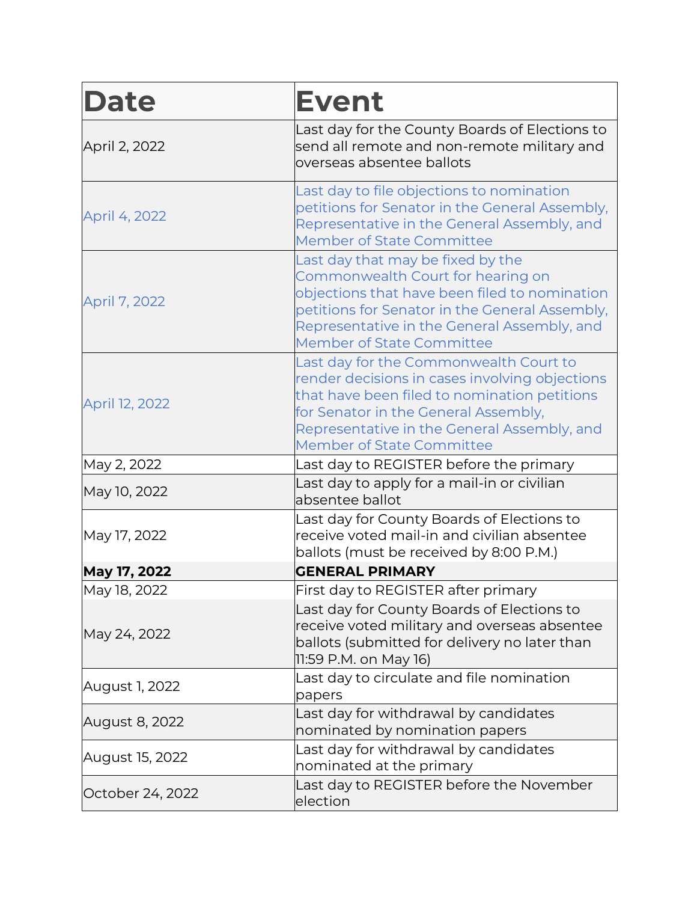| Date | Event |
|---|---|
| April 2, 2022 | Last day for the County Boards of Elections to send all remote and non-remote military and overseas absentee ballots |
| April 4, 2022 | Last day to file objections to nomination petitions for Senator in the General Assembly, Representative in the General Assembly, and Member of State Committee |
| April 7, 2022 | Last day that may be fixed by the Commonwealth Court for hearing on objections that have been filed to nomination petitions for Senator in the General Assembly, Representative in the General Assembly, and Member of State Committee |
| April 12, 2022 | Last day for the Commonwealth Court to render decisions in cases involving objections that have been filed to nomination petitions for Senator in the General Assembly, Representative in the General Assembly, and Member of State Committee |
| May 2, 2022 | Last day to REGISTER before the primary |
| May 10, 2022 | Last day to apply for a mail-in or civilian absentee ballot |
| May 17, 2022 | Last day for County Boards of Elections to receive voted mail-in and civilian absentee ballots (must be received by 8:00 P.M.) |
| **May 17, 2022** | **GENERAL PRIMARY** |
| May 18, 2022 | First day to REGISTER after primary |
| May 24, 2022 | Last day for County Boards of Elections to receive voted military and overseas absentee ballots (submitted for delivery no later than 11:59 P.M. on May 16) |
| August 1, 2022 | Last day to circulate and file nomination papers |
| August 8, 2022 | Last day for withdrawal by candidates nominated by nomination papers |
| August 15, 2022 | Last day for withdrawal by candidates nominated at the primary |
| October 24, 2022 | Last day to REGISTER before the November election |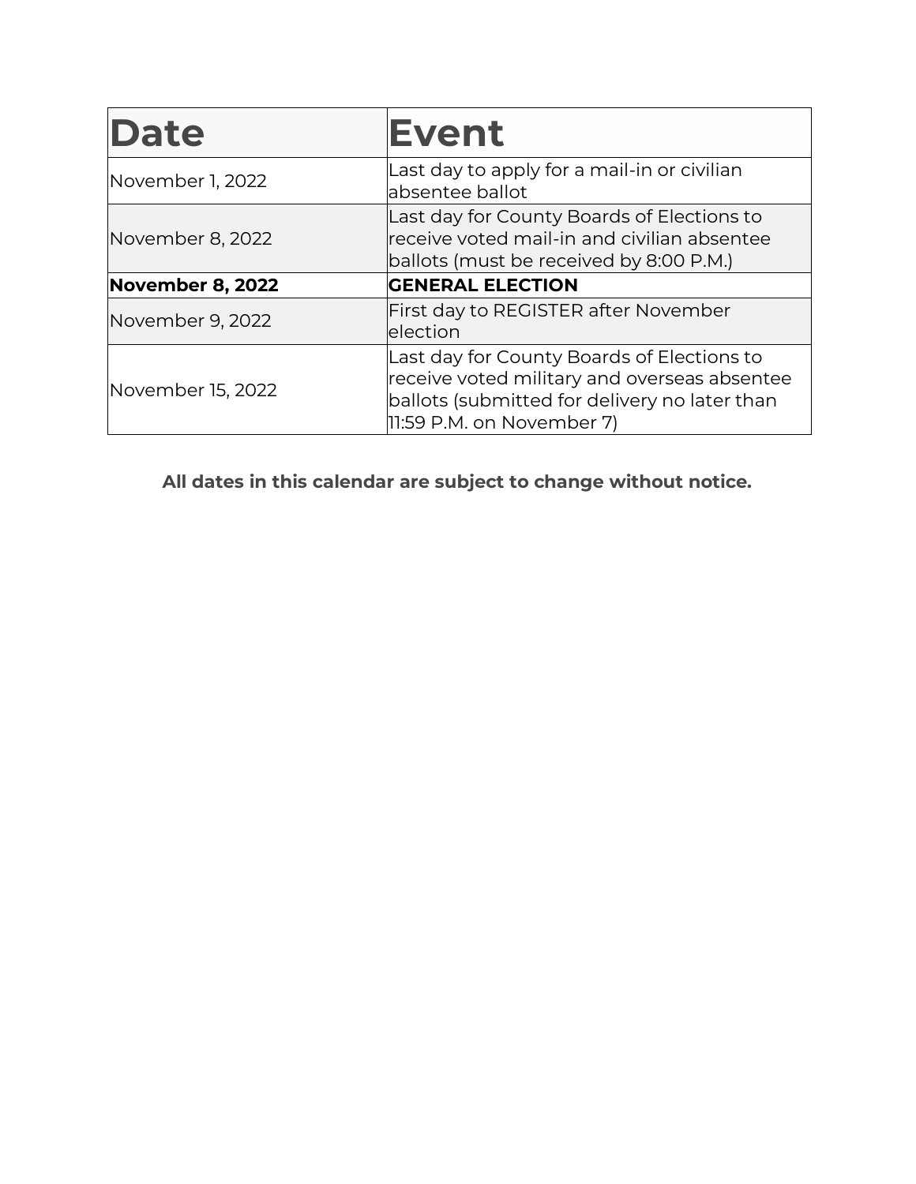| Date | Event |
| --- | --- |
| November 1, 2022 | Last day to apply for a mail-in or civilian absentee ballot |
| November 8, 2022 | Last day for County Boards of Elections to receive voted mail-in and civilian absentee ballots (must be received by 8:00 P.M.) |
| **November 8, 2022** | **GENERAL ELECTION** |
| November 9, 2022 | First day to REGISTER after November election |
| November 15, 2022 | Last day for County Boards of Elections to receive voted military and overseas absentee ballots (submitted for delivery no later than 11:59 P.M. on November 7) |

**All dates in this calendar are subject to change without notice.**